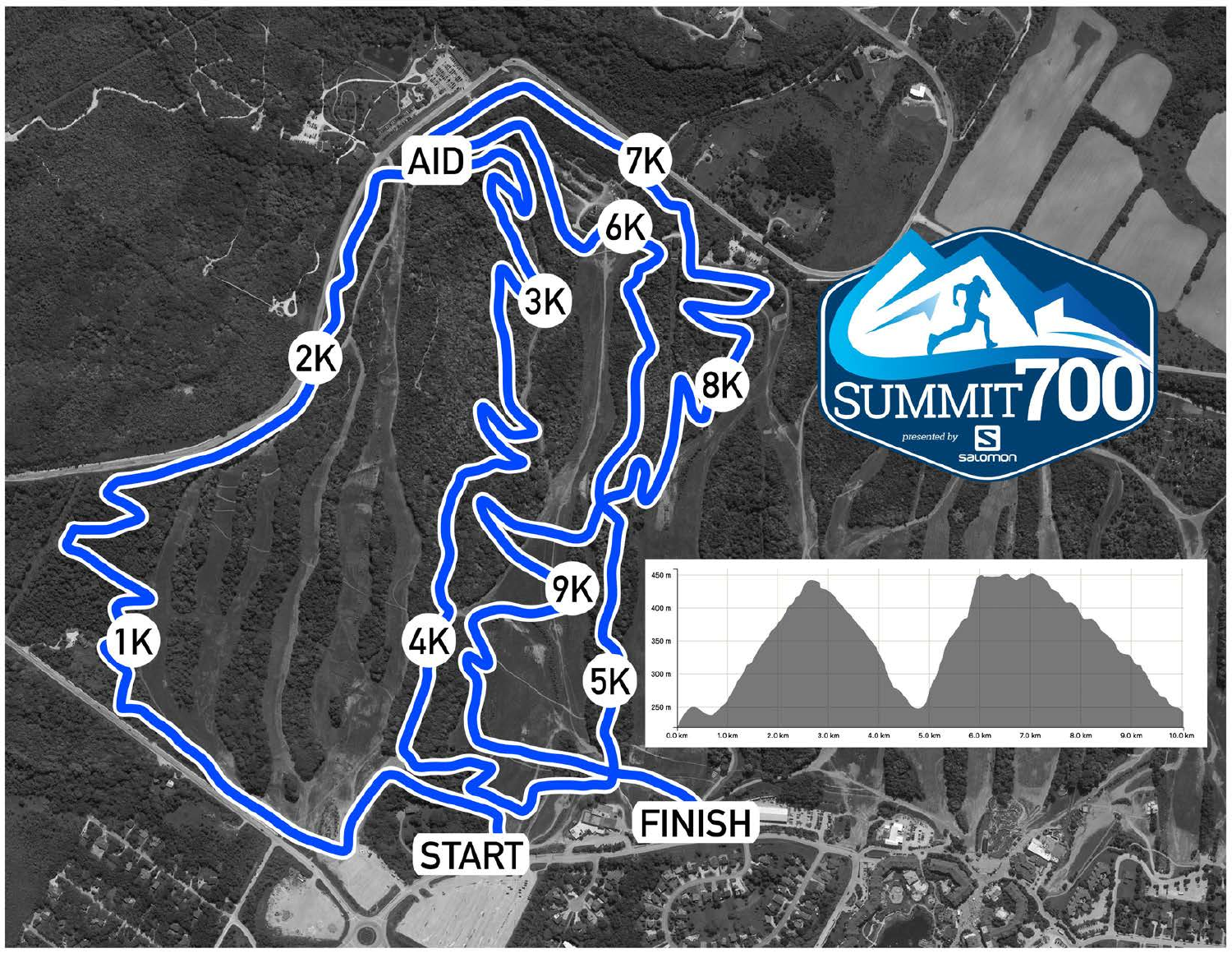SUMMIT 700

*presented by* SALOMON

START

1K

2K

AID

3K

4K

5K

6K

7K

8K

9K

FINISH

| 450 m | 400 m | 350 m | 300 m | 250 m |
|---|---|---|---|---|

| 0.0 km | 1.0 km | 2.0 km | 3.0 km | 4.0 km | 5.0 km | 6.0 km | 7.0 km | 8.0 km | 9.0 km | 10.0 km |
|---|---|---|---|---|---|---|---|---|---|---|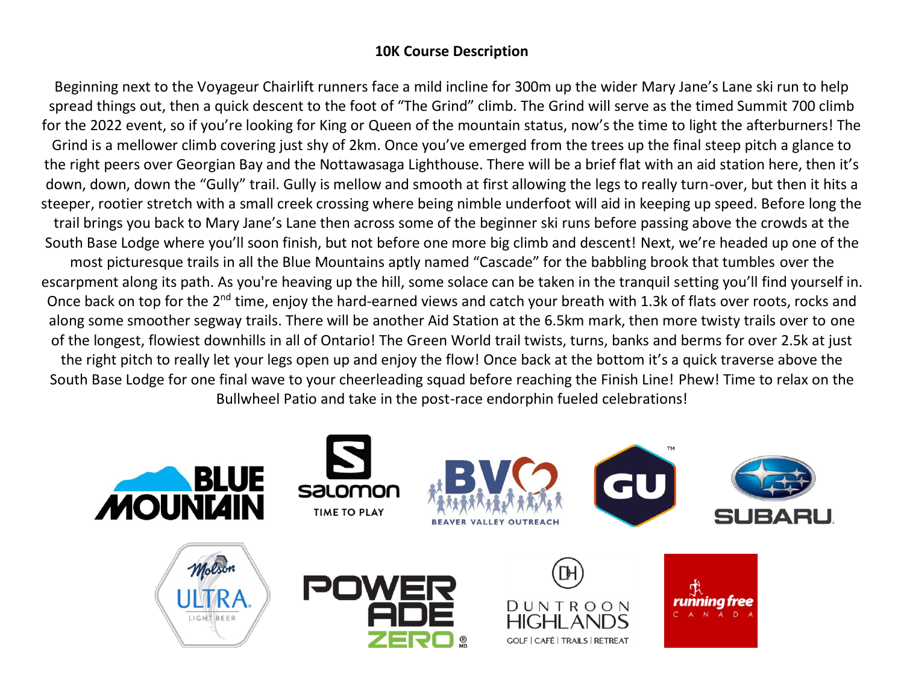## 10K Course Description

Beginning next to the Voyageur Chairlift runners face a mild incline for 300m up the wider Mary Jane's Lane ski run to help spread things out, then a quick descent to the foot of "The Grind" climb. The Grind will serve as the timed Summit 700 climb for the 2022 event, so if you're looking for King or Queen of the mountain status, now's the time to light the afterburners! The Grind is a mellower climb covering just shy of 2km. Once you've emerged from the trees up the final steep pitch a glance to the right peers over Georgian Bay and the Nottawasaga Lighthouse. There will be a brief flat with an aid station here, then it's down, down, down the "Gully" trail. Gully is mellow and smooth at first allowing the legs to really turn-over, but then it hits a steeper, rootier stretch with a small creek crossing where being nimble underfoot will aid in keeping up speed. Before long the trail brings you back to Mary Jane's Lane then across some of the beginner ski runs before passing above the crowds at the South Base Lodge where you'll soon finish, but not before one more big climb and descent! Next, we're headed up one of the most picturesque trails in all the Blue Mountains aptly named "Cascade" for the babbling brook that tumbles over the escarpment along its path. As you're heaving up the hill, some solace can be taken in the tranquil setting you'll find yourself in. Once back on top for the 2nd time, enjoy the hard-earned views and catch your breath with 1.3k of flats over roots, rocks and along some smoother segway trails. There will be another Aid Station at the 6.5km mark, then more twisty trails over to one of the longest, flowiest downhills in all of Ontario! The Green World trail twists, turns, banks and berms for over 2.5k at just the right pitch to really let your legs open up and enjoy the flow! Once back at the bottom it's a quick traverse above the South Base Lodge for one final wave to your cheerleading squad before reaching the Finish Line! Phew! Time to relax on the Bullwheel Patio and take in the post-race endorphin fueled celebrations!